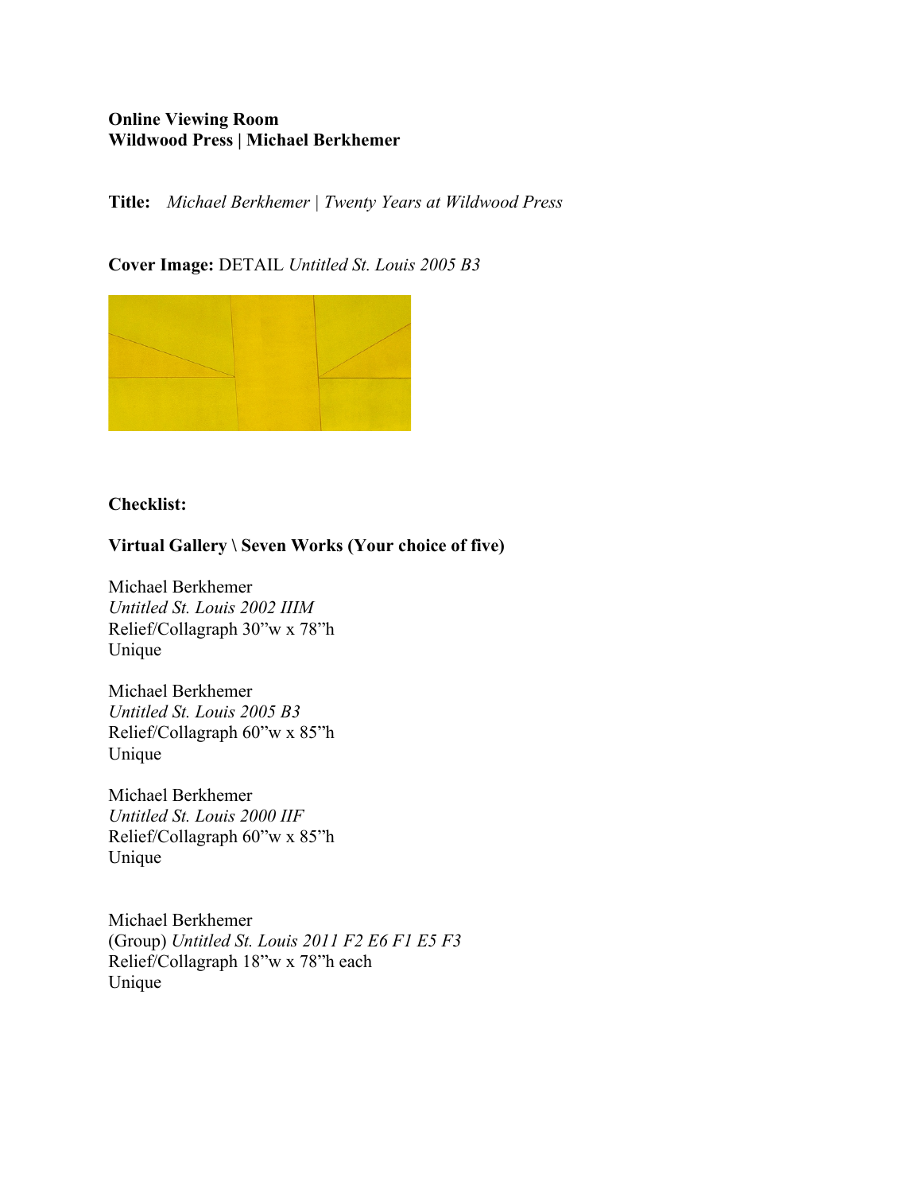**Online Viewing Room**
**Wildwood Press | Michael Berkhemer**

**Title:** *Michael Berkhemer | Twenty Years at Wildwood Press*

**Cover Image:** DETAIL *Untitled St. Louis 2005 B3*

**Checklist:**

**Virtual Gallery \ Seven Works (Your choice of five)**

Michael Berkhemer
*Untitled St. Louis 2002 IIIM*
Relief/Collagraph 30"w x 78"h
Unique

Michael Berkhemer
*Untitled St. Louis 2005 B3*
Relief/Collagraph 60"w x 85"h
Unique

Michael Berkhemer
*Untitled St. Louis 2000 IIF*
Relief/Collagraph 60"w x 85"h
Unique

Michael Berkhemer
(Group) *Untitled St. Louis 2011 F2 E6 F1 E5 F3*
Relief/Collagraph 18"w x 78"h each
Unique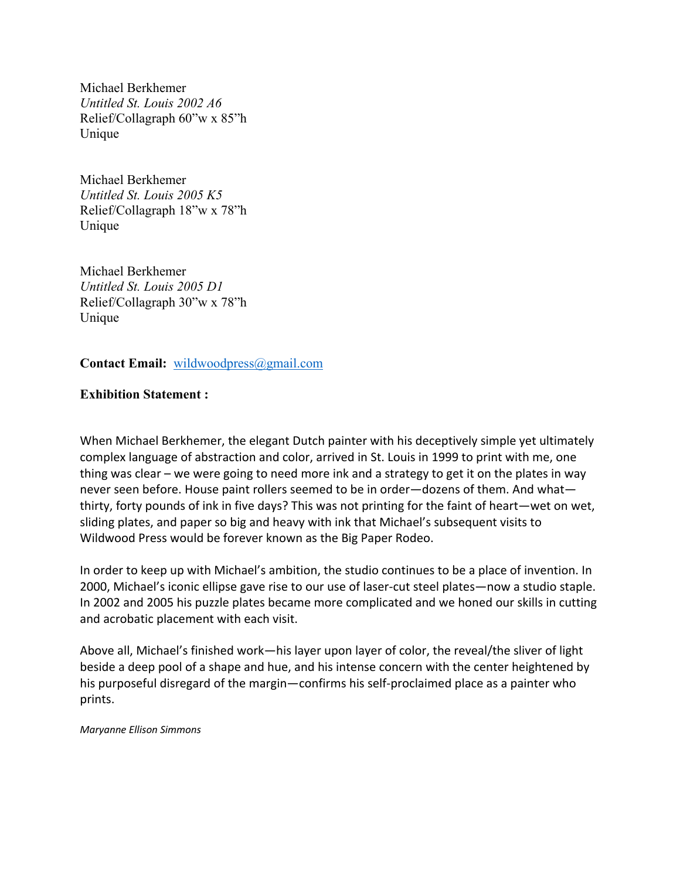Michael Berkhemer
*Untitled St. Louis 2002 A6*
Relief/Collagraph 60"w x 85"h
Unique

Michael Berkhemer
*Untitled St. Louis 2005 K5*
Relief/Collagraph 18"w x 78"h
Unique

Michael Berkhemer
*Untitled St. Louis 2005 D1*
Relief/Collagraph 30"w x 78"h
Unique

**Contact Email:** wildwoodpress@gmail.com

**Exhibition Statement :**

When Michael Berkhemer, the elegant Dutch painter with his deceptively simple yet ultimately complex language of abstraction and color, arrived in St. Louis in 1999 to print with me, one thing was clear – we were going to need more ink and a strategy to get it on the plates in way never seen before. House paint rollers seemed to be in order—dozens of them. And what—thirty, forty pounds of ink in five days? This was not printing for the faint of heart—wet on wet, sliding plates, and paper so big and heavy with ink that Michael's subsequent visits to Wildwood Press would be forever known as the Big Paper Rodeo.

In order to keep up with Michael's ambition, the studio continues to be a place of invention. In 2000, Michael's iconic ellipse gave rise to our use of laser-cut steel plates—now a studio staple. In 2002 and 2005 his puzzle plates became more complicated and we honed our skills in cutting and acrobatic placement with each visit.

Above all, Michael's finished work—his layer upon layer of color, the reveal/the sliver of light beside a deep pool of a shape and hue, and his intense concern with the center heightened by his purposeful disregard of the margin—confirms his self-proclaimed place as a painter who prints.

*Maryanne Ellison Simmons*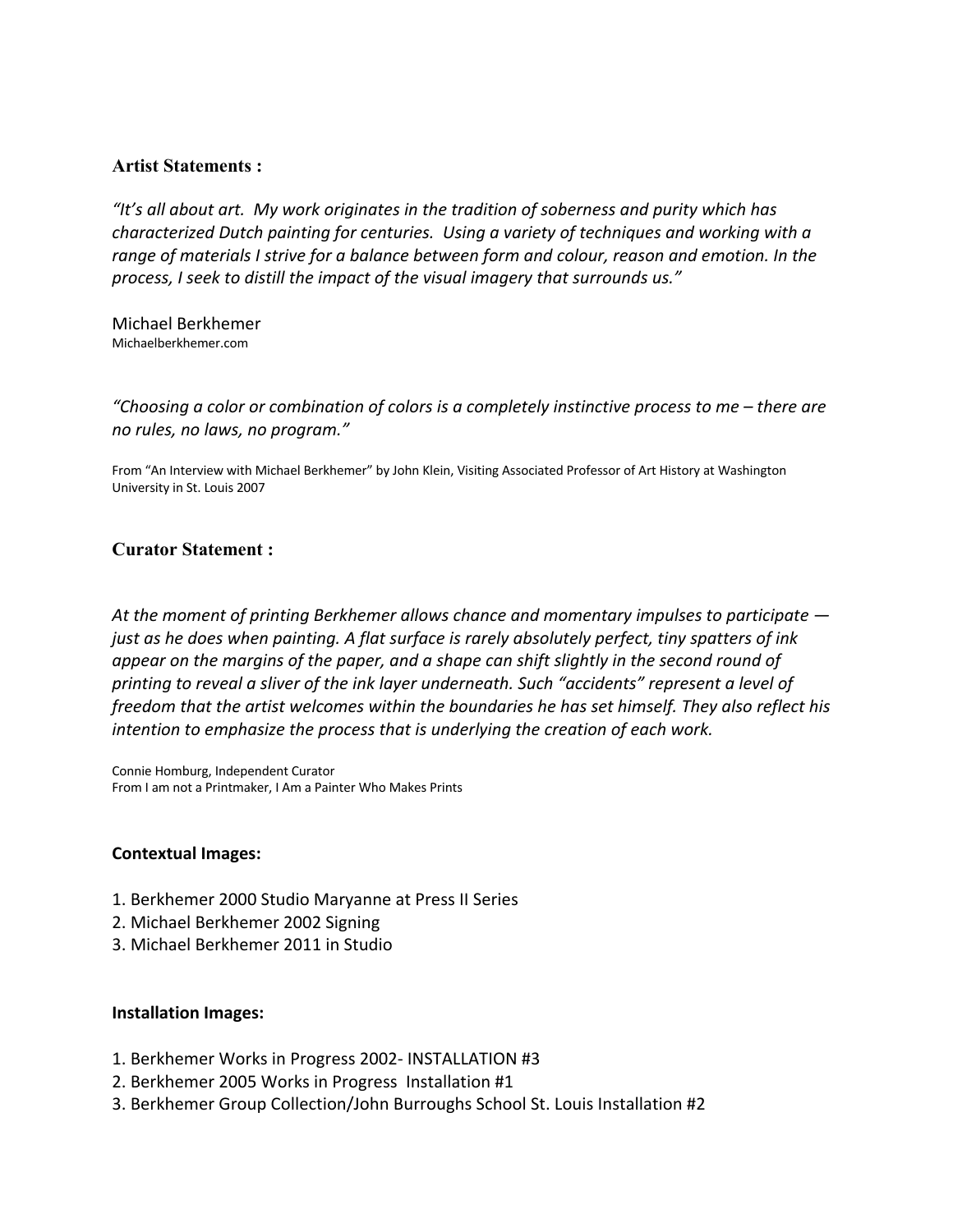## Artist Statements :

*"It's all about art. My work originates in the tradition of soberness and purity which has characterized Dutch painting for centuries. Using a variety of techniques and working with a range of materials I strive for a balance between form and colour, reason and emotion. In the process, I seek to distill the impact of the visual imagery that surrounds us."*

Michael Berkhemer
Michaelberkhemer.com

*"Choosing a color or combination of colors is a completely instinctive process to me – there are no rules, no laws, no program."*

From "An Interview with Michael Berkhemer" by John Klein, Visiting Associated Professor of Art History at Washington University in St. Louis 2007

## Curator Statement :

*At the moment of printing Berkhemer allows chance and momentary impulses to participate — just as he does when painting. A flat surface is rarely absolutely perfect, tiny spatters of ink appear on the margins of the paper, and a shape can shift slightly in the second round of printing to reveal a sliver of the ink layer underneath. Such "accidents" represent a level of freedom that the artist welcomes within the boundaries he has set himself. They also reflect his intention to emphasize the process that is underlying the creation of each work.*

Connie Homburg, Independent Curator
From I am not a Printmaker, I Am a Painter Who Makes Prints

**Contextual Images:**

1. Berkhemer 2000 Studio Maryanne at Press II Series
2. Michael Berkhemer 2002 Signing
3. Michael Berkhemer 2011 in Studio

**Installation Images:**

1. Berkhemer Works in Progress 2002- INSTALLATION #3
2. Berkhemer 2005 Works in Progress Installation #1
3. Berkhemer Group Collection/John Burroughs School St. Louis Installation #2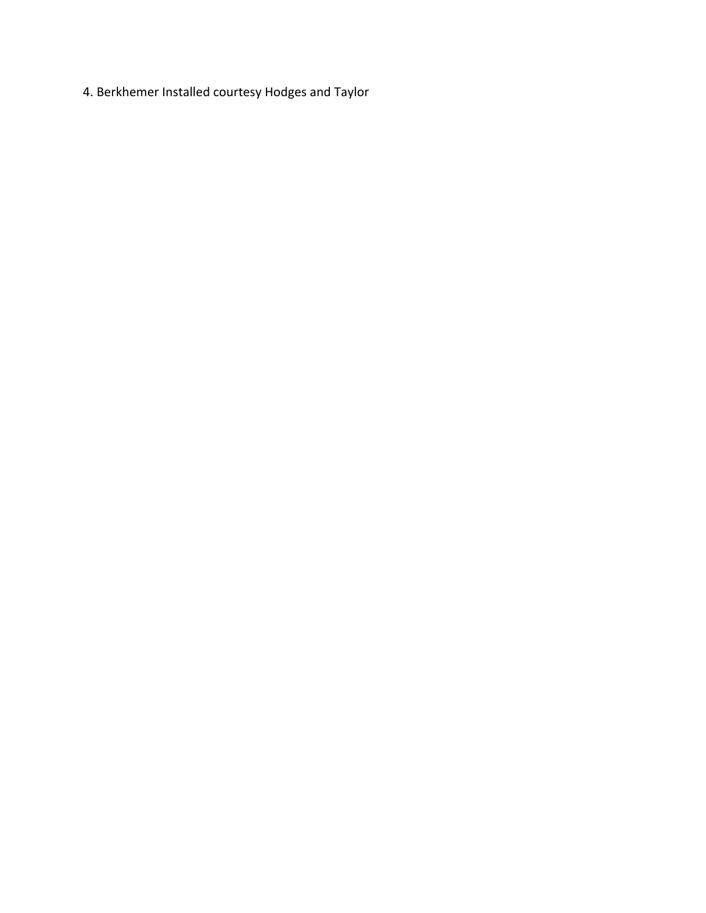4. Berkhemer Installed courtesy Hodges and Taylor